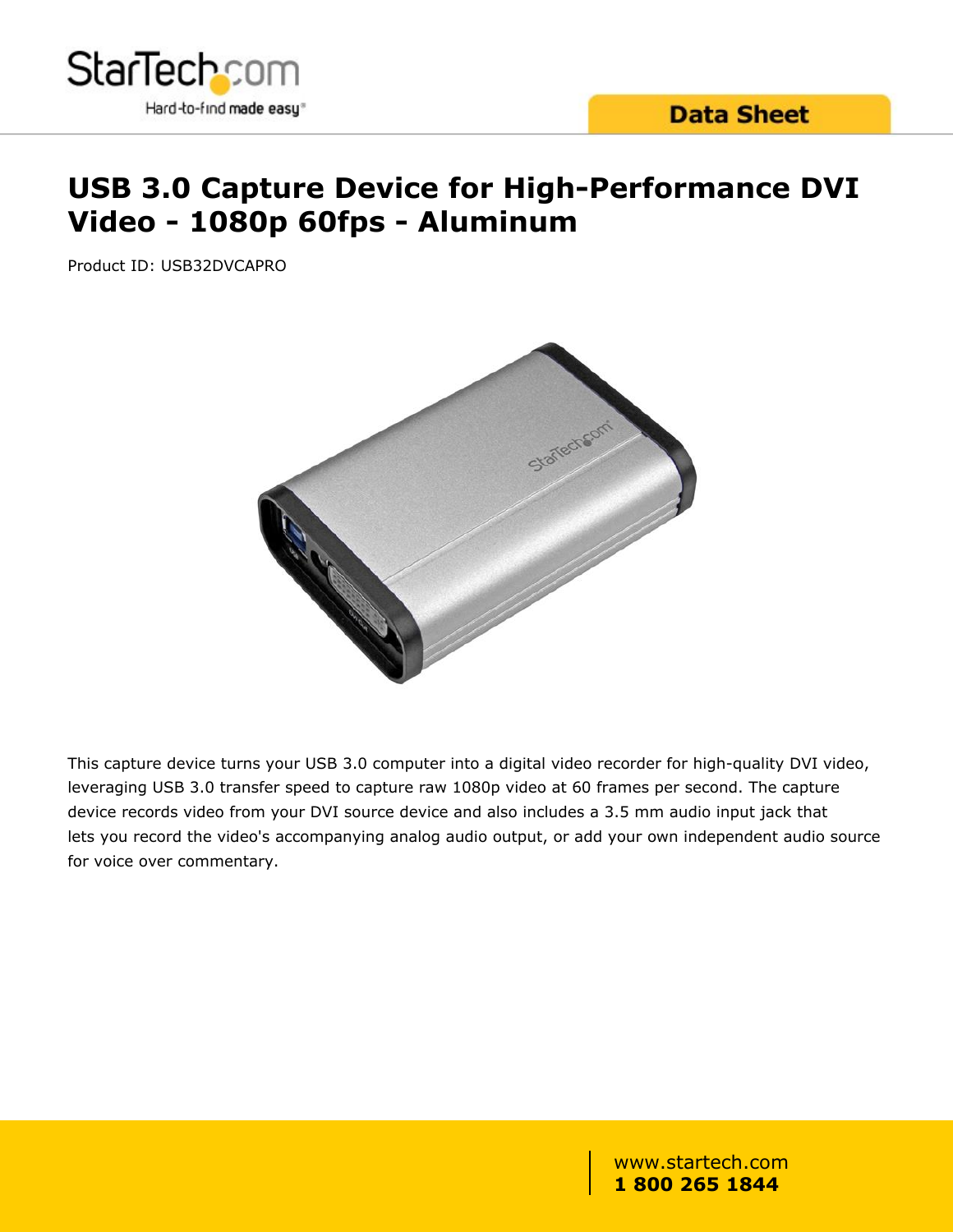# USB 3.0 Capture Device for High-Performance DVI Video - 1080p 60fps - Aluminum

Product ID: USB32DVCAPRO

This capture device turns your USB 3.0 computer into a digital video recorder for high-quality DVI video, leveraging USB 3.0 transfer speed to capture raw 1080p video at 60 frames per second. The capture device records video from your DVI source device and also includes a 3.5 mm audio input jack that lets you record the video's accompanying analog audio output, or add your own independent audio source for voice over commentary.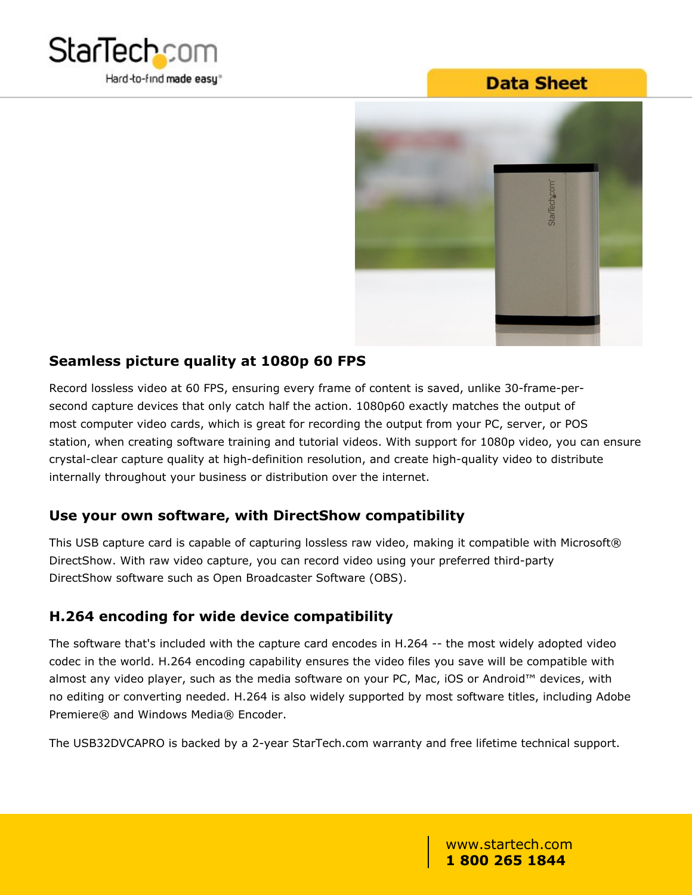## Seamless picture quality at 1080p 60 FPS

Record lossless video at 60 FPS, ensuring every frame of content is saved, unlike 30-frame-per-second capture devices that only catch half the action. 1080p60 exactly matches the output of most computer video cards, which is great for recording the output from your PC, server, or POS station, when creating software training and tutorial videos. With support for 1080p video, you can ensure crystal-clear capture quality at high-definition resolution, and create high-quality video to distribute internally throughout your business or distribution over the internet.

## Use your own software, with DirectShow compatibility

This USB capture card is capable of capturing lossless raw video, making it compatible with Microsoft® DirectShow. With raw video capture, you can record video using your preferred third-party DirectShow software such as Open Broadcaster Software (OBS).

## H.264 encoding for wide device compatibility

The software that's included with the capture card encodes in H.264 -- the most widely adopted video codec in the world. H.264 encoding capability ensures the video files you save will be compatible with almost any video player, such as the media software on your PC, Mac, iOS or Android™ devices, with no editing or converting needed. H.264 is also widely supported by most software titles, including Adobe Premiere® and Windows Media® Encoder.

The USB32DVCAPRO is backed by a 2-year StarTech.com warranty and free lifetime technical support.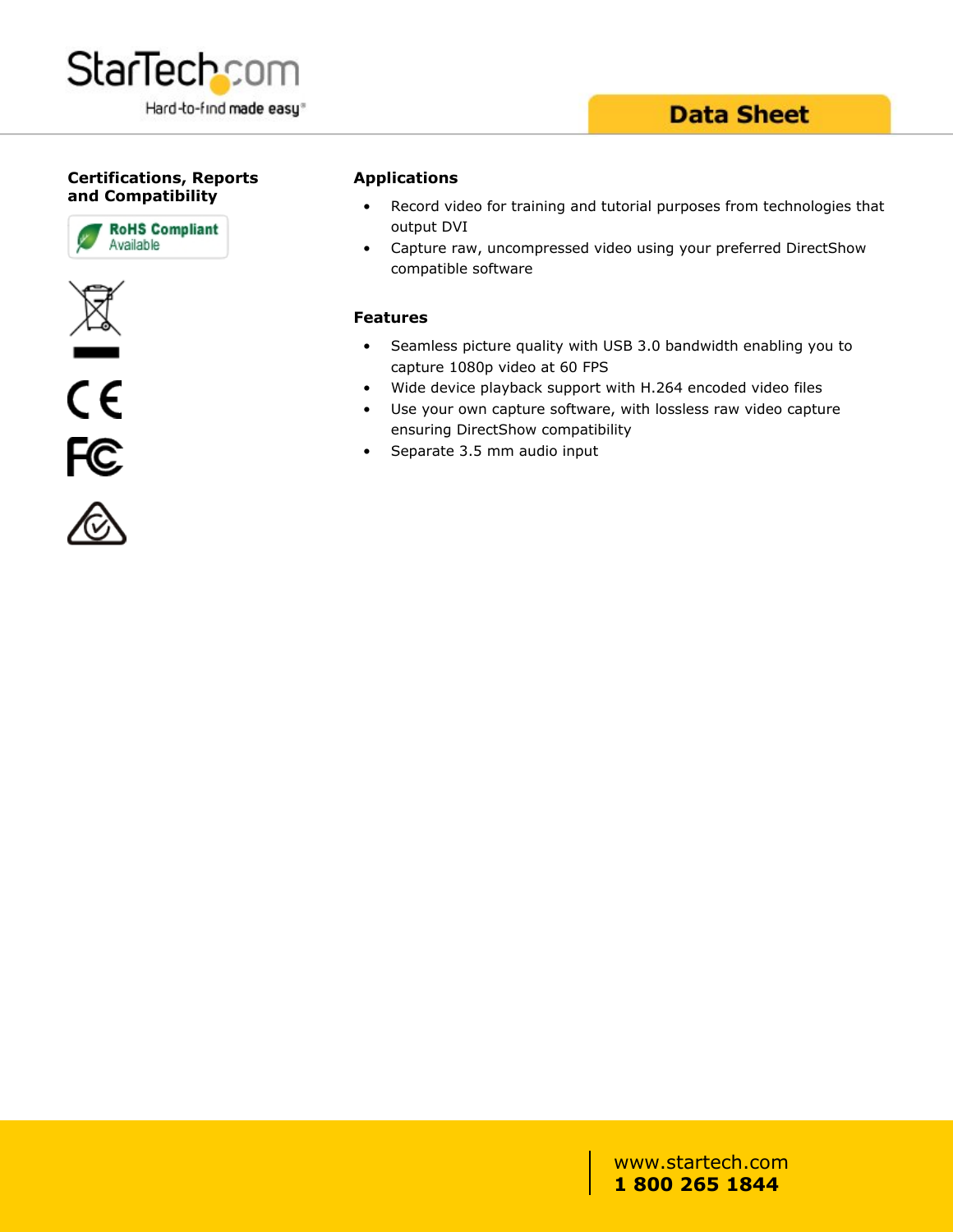## Certifications, Reports and Compatibility

RoHS Compliant Available

## Applications

- Record video for training and tutorial purposes from technologies that output DVI
- Capture raw, uncompressed video using your preferred DirectShow compatible software

## Features

- Seamless picture quality with USB 3.0 bandwidth enabling you to capture 1080p video at 60 FPS
- Wide device playback support with H.264 encoded video files
- Use your own capture software, with lossless raw video capture ensuring DirectShow compatibility
- Separate 3.5 mm audio input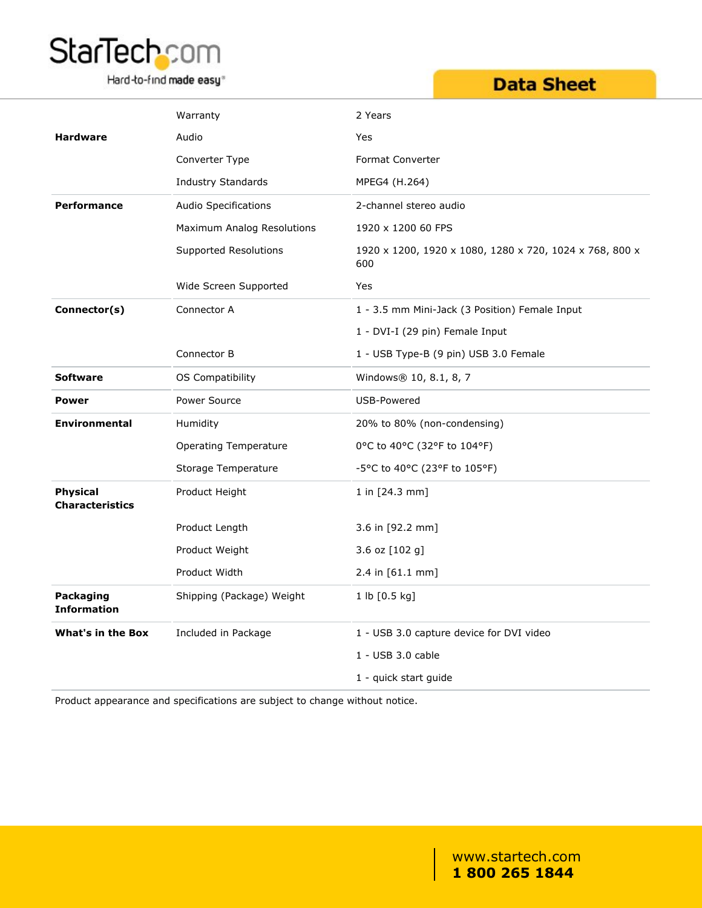| | | |
|---|---|---|
| **Hardware** | Warranty | 2 Years |
| | Audio | Yes |
| | Converter Type | Format Converter |
| | Industry Standards | MPEG4 (H.264) |
| **Performance** | Audio Specifications | 2-channel stereo audio |
| | Maximum Analog Resolutions | 1920 x 1200 60 FPS |
| | Supported Resolutions | 1920 x 1200, 1920 x 1080, 1280 x 720, 1024 x 768, 800 x 600 |
| | Wide Screen Supported | Yes |
| **Connector(s)** | Connector A | 1 - 3.5 mm Mini-Jack (3 Position) Female Input |
| | | 1 - DVI-I (29 pin) Female Input |
| | Connector B | 1 - USB Type-B (9 pin) USB 3.0 Female |
| **Software** | OS Compatibility | Windows® 10, 8.1, 8, 7 |
| **Power** | Power Source | USB-Powered |
| **Environmental** | Humidity | 20% to 80% (non-condensing) |
| | Operating Temperature | 0°C to 40°C (32°F to 104°F) |
| | Storage Temperature | -5°C to 40°C (23°F to 105°F) |
| **Physical Characteristics** | Product Height | 1 in [24.3 mm] |
| | Product Length | 3.6 in [92.2 mm] |
| | Product Weight | 3.6 oz [102 g] |
| | Product Width | 2.4 in [61.1 mm] |
| **Packaging Information** | Shipping (Package) Weight | 1 lb [0.5 kg] |
| **What's in the Box** | Included in Package | 1 - USB 3.0 capture device for DVI video |
| | | 1 - USB 3.0 cable |
| | | 1 - quick start guide |

Product appearance and specifications are subject to change without notice.